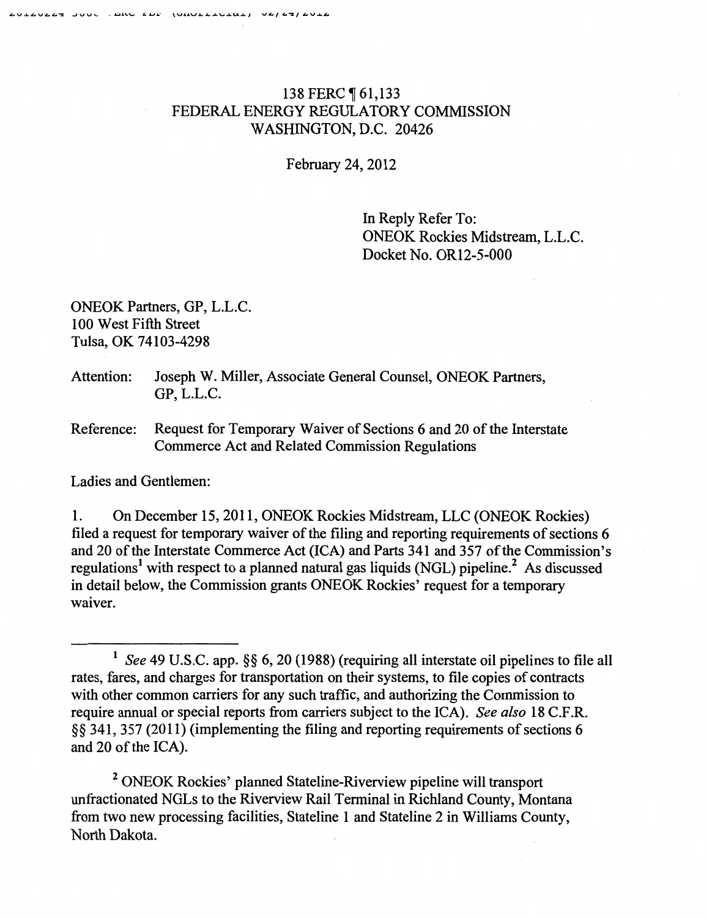138 FERC ¶ 61,133
FEDERAL ENERGY REGULATORY COMMISSION
WASHINGTON, D.C. 20426

February 24, 2012

In Reply Refer To:
ONEOK Rockies Midstream, L.L.C.
Docket No. OR12-5-000

ONEOK Partners, GP, L.L.C.
100 West Fifth Street
Tulsa, OK 74103-4298

Attention: Joseph W. Miller, Associate General Counsel, ONEOK Partners, GP, L.L.C.

Reference: Request for Temporary Waiver of Sections 6 and 20 of the Interstate Commerce Act and Related Commission Regulations

Ladies and Gentlemen:

1. On December 15, 2011, ONEOK Rockies Midstream, LLC (ONEOK Rockies) filed a request for temporary waiver of the filing and reporting requirements of sections 6 and 20 of the Interstate Commerce Act (ICA) and Parts 341 and 357 of the Commission's regulations[1] with respect to a planned natural gas liquids (NGL) pipeline.[2] As discussed in detail below, the Commission grants ONEOK Rockies' request for a temporary waiver.

---

[1] *See* 49 U.S.C. app. §§ 6, 20 (1988) (requiring all interstate oil pipelines to file all rates, fares, and charges for transportation on their systems, to file copies of contracts with other common carriers for any such traffic, and authorizing the Commission to require annual or special reports from carriers subject to the ICA). *See also* 18 C.F.R. §§ 341, 357 (2011) (implementing the filing and reporting requirements of sections 6 and 20 of the ICA).

[2] ONEOK Rockies' planned Stateline-Riverview pipeline will transport unfractionated NGLs to the Riverview Rail Terminal in Richland County, Montana from two new processing facilities, Stateline 1 and Stateline 2 in Williams County, North Dakota.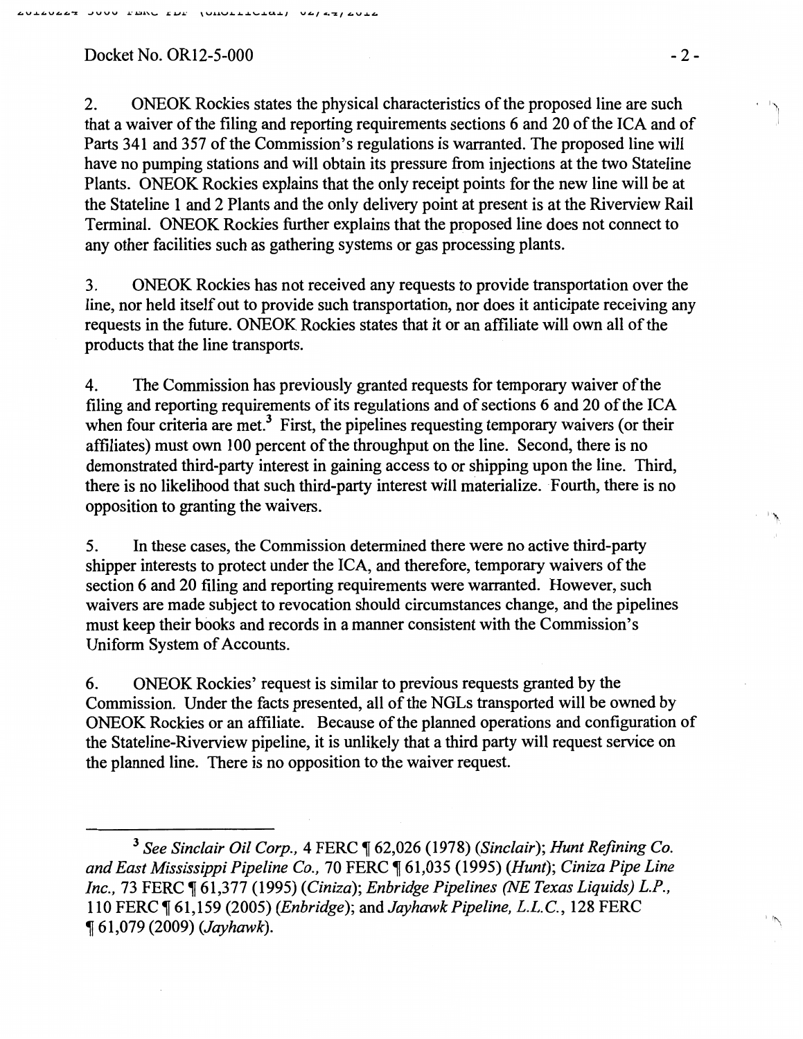2. ONEOK Rockies states the physical characteristics of the proposed line are such that a waiver of the filing and reporting requirements sections 6 and 20 of the ICA and of Parts 341 and 357 of the Commission's regulations is warranted. The proposed line will have no pumping stations and will obtain its pressure from injections at the two Stateline Plants. ONEOK Rockies explains that the only receipt points for the new line will be at the Stateline 1 and 2 Plants and the only delivery point at present is at the Riverview Rail Terminal. ONEOK Rockies further explains that the proposed line does not connect to any other facilities such as gathering systems or gas processing plants.

3. ONEOK Rockies has not received any requests to provide transportation over the line, nor held itself out to provide such transportation, nor does it anticipate receiving any requests in the future. ONEOK Rockies states that it or an affiliate will own all of the products that the line transports.

4. The Commission has previously granted requests for temporary waiver of the filing and reporting requirements of its regulations and of sections 6 and 20 of the ICA when four criteria are met.[3] First, the pipelines requesting temporary waivers (or their affiliates) must own 100 percent of the throughput on the line. Second, there is no demonstrated third-party interest in gaining access to or shipping upon the line. Third, there is no likelihood that such third-party interest will materialize. Fourth, there is no opposition to granting the waivers.

5. In these cases, the Commission determined there were no active third-party shipper interests to protect under the ICA, and therefore, temporary waivers of the section 6 and 20 filing and reporting requirements were warranted. However, such waivers are made subject to revocation should circumstances change, and the pipelines must keep their books and records in a manner consistent with the Commission's Uniform System of Accounts.

6. ONEOK Rockies' request is similar to previous requests granted by the Commission. Under the facts presented, all of the NGLs transported will be owned by ONEOK Rockies or an affiliate. Because of the planned operations and configuration of the Stateline-Riverview pipeline, it is unlikely that a third party will request service on the planned line. There is no opposition to the waiver request.

---

[3] *See Sinclair Oil Corp.*, 4 FERC ¶ 62,026 (1978) (*Sinclair*); *Hunt Refining Co. and East Mississippi Pipeline Co.*, 70 FERC ¶ 61,035 (1995) (*Hunt*); *Ciniza Pipe Line Inc.*, 73 FERC ¶ 61,377 (1995) (*Ciniza*); *Enbridge Pipelines (NE Texas Liquids) L.P.*, 110 FERC ¶ 61,159 (2005) (*Enbridge*); and *Jayhawk Pipeline, L.L.C.*, 128 FERC ¶ 61,079 (2009) (*Jayhawk*).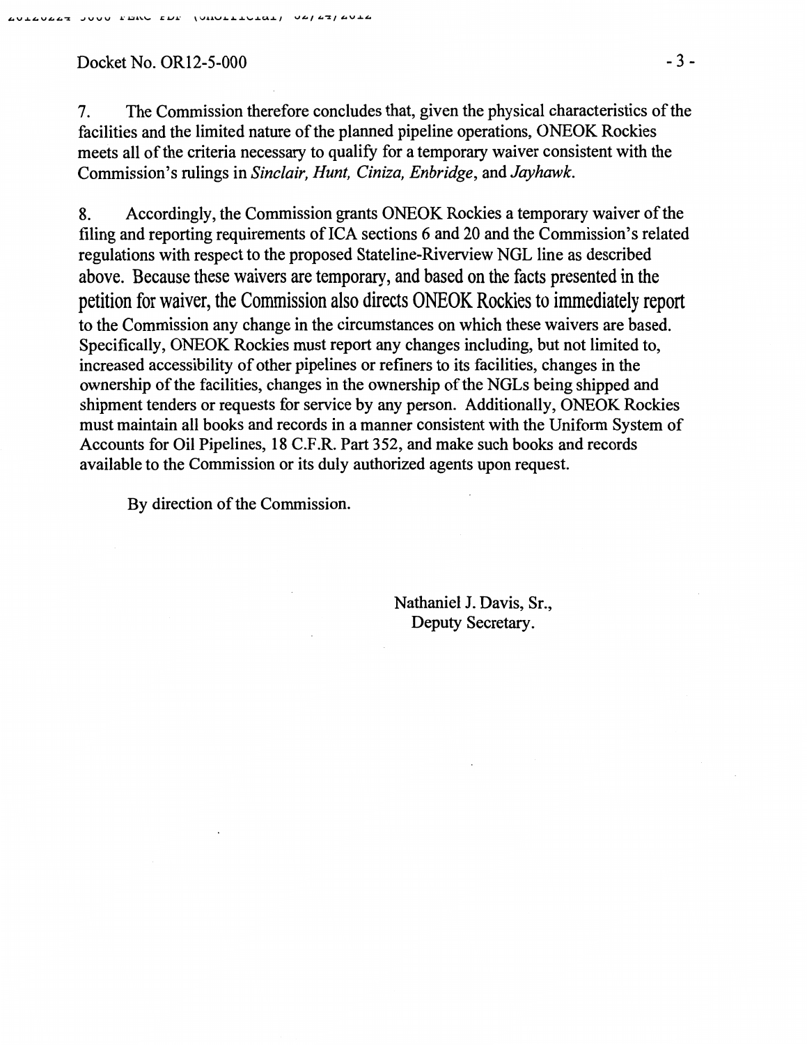7. The Commission therefore concludes that, given the physical characteristics of the facilities and the limited nature of the planned pipeline operations, ONEOK Rockies meets all of the criteria necessary to qualify for a temporary waiver consistent with the Commission's rulings in *Sinclair, Hunt, Ciniza, Enbridge*, and *Jayhawk*.

8. Accordingly, the Commission grants ONEOK Rockies a temporary waiver of the filing and reporting requirements of ICA sections 6 and 20 and the Commission's related regulations with respect to the proposed Stateline-Riverview NGL line as described above. Because these waivers are temporary, and based on the facts presented in the petition for waiver, the Commission also directs ONEOK Rockies to immediately report to the Commission any change in the circumstances on which these waivers are based. Specifically, ONEOK Rockies must report any changes including, but not limited to, increased accessibility of other pipelines or refiners to its facilities, changes in the ownership of the facilities, changes in the ownership of the NGLs being shipped and shipment tenders or requests for service by any person. Additionally, ONEOK Rockies must maintain all books and records in a manner consistent with the Uniform System of Accounts for Oil Pipelines, 18 C.F.R. Part 352, and make such books and records available to the Commission or its duly authorized agents upon request.

By direction of the Commission.

Nathaniel J. Davis, Sr.,
Deputy Secretary.